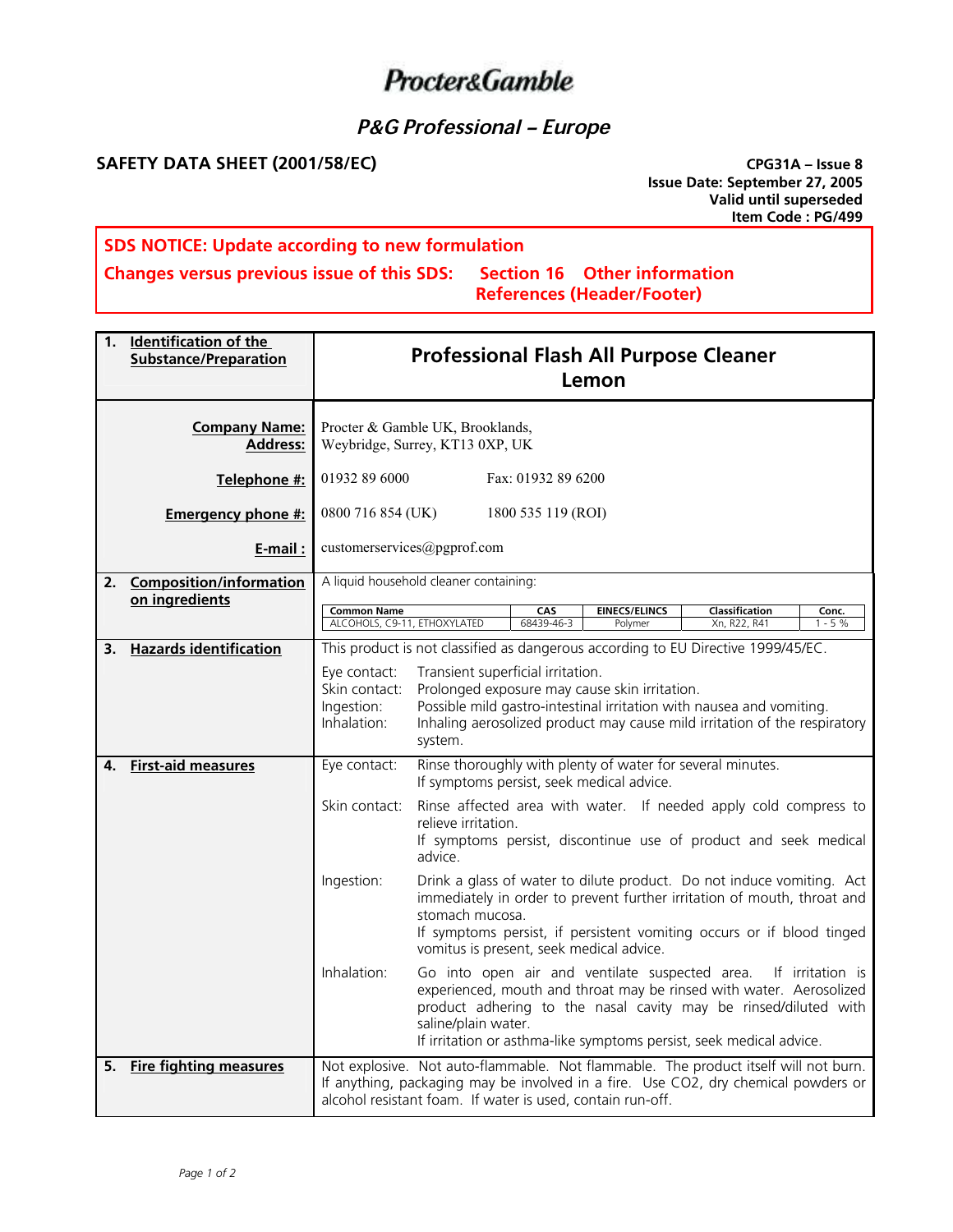# Procter&Gamble

## P&G Professional – Europe

**SAFETY DATA SHEET (2001/58/EC)**

**CPG31A – Issue 8**
**Issue Date: September 27, 2005**
**Valid until superseded**
**Item Code : PG/499**

**SDS NOTICE: Update according to new formulation**

**Changes versus previous issue of this SDS: Section 16 Other information**
**References (Header/Footer)**

### 1. Identification of the Substance/Preparation

**Professional Flash All Purpose Cleaner Lemon**

**Company Name: Address:** Procter & Gamble UK, Brooklands, Weybridge, Surrey, KT13 0XP, UK

**Telephone #:** 01932 89 6000 Fax: 01932 89 6200

**Emergency phone #:** 0800 716 854 (UK) 1800 535 119 (ROI)

**E-mail :** customerservices@pgprof.com

### 2. Composition/information on ingredients

A liquid household cleaner containing:

| Common Name | CAS | EINECS/ELINCS | Classification | Conc. |
|---|---|---|---|---|
| ALCOHOLS, C9-11, ETHOXYLATED | 68439-46-3 | Polymer | Xn, R22, R41 | 1 - 5 % |

### 3. Hazards identification

This product is not classified as dangerous according to EU Directive 1999/45/EC.

- Eye contact: Transient superficial irritation.
- Skin contact: Prolonged exposure may cause skin irritation.
- Ingestion: Possible mild gastro-intestinal irritation with nausea and vomiting.
- Inhalation: Inhaling aerosolized product may cause mild irritation of the respiratory system.

### 4. First-aid measures

Eye contact: Rinse thoroughly with plenty of water for several minutes.
If symptoms persist, seek medical advice.

Skin contact: Rinse affected area with water. If needed apply cold compress to relieve irritation.
If symptoms persist, discontinue use of product and seek medical advice.

Ingestion: Drink a glass of water to dilute product. Do not induce vomiting. Act immediately in order to prevent further irritation of mouth, throat and stomach mucosa.
If symptoms persist, if persistent vomiting occurs or if blood tinged vomitus is present, seek medical advice.

Inhalation: Go into open air and ventilate suspected area. If irritation is experienced, mouth and throat may be rinsed with water. Aerosolized product adhering to the nasal cavity may be rinsed/diluted with saline/plain water.
If irritation or asthma-like symptoms persist, seek medical advice.

### 5. Fire fighting measures

Not explosive. Not auto-flammable. Not flammable. The product itself will not burn. If anything, packaging may be involved in a fire. Use $CO_2$, dry chemical powders or alcohol resistant foam. If water is used, contain run-off.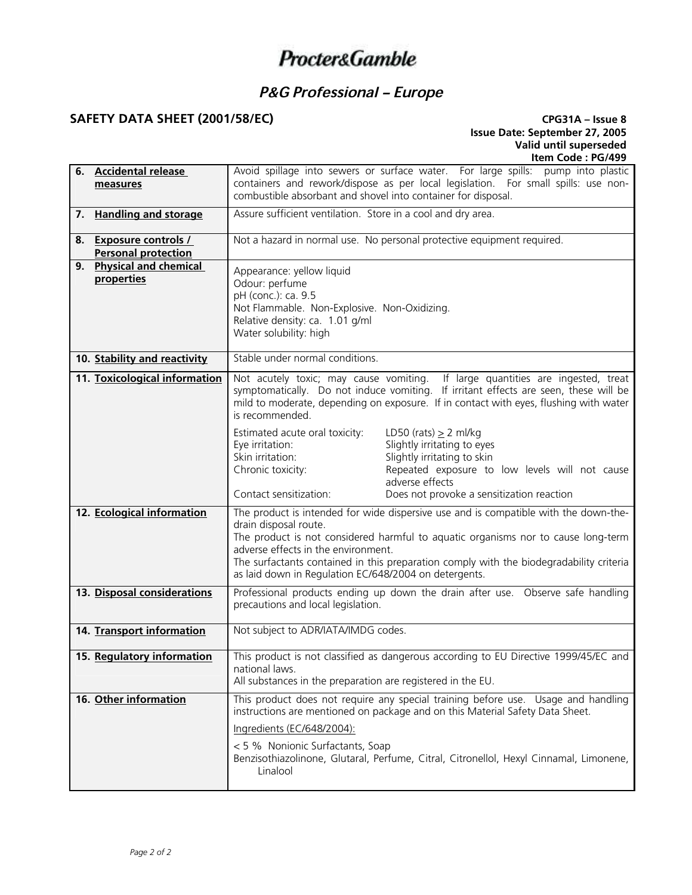# Procter&Gamble

## *P&G Professional – Europe*

**SAFETY DATA SHEET (2001/58/EC)**

**CPG31A – Issue 8**
**Issue Date: September 27, 2005**
**Valid until superseded**
**Item Code : PG/499**

| | |
|---|---|
| **6. Accidental release measures** | Avoid spillage into sewers or surface water. For large spills: pump into plastic containers and rework/dispose as per local legislation. For small spills: use non-combustible absorbant and shovel into container for disposal. |
| **7. Handling and storage** | Assure sufficient ventilation. Store in a cool and dry area. |
| **8. Exposure controls / Personal protection** | Not a hazard in normal use. No personal protective equipment required. |
| **9. Physical and chemical properties** | Appearance: yellow liquid<br>Odour: perfume<br>pH (conc.): ca. 9.5<br>Not Flammable. Non-Explosive. Non-Oxidizing.<br>Relative density: ca. 1.01 g/ml<br>Water solubility: high |
| **10. Stability and reactivity** | Stable under normal conditions. |
| **11. Toxicological information** | Not acutely toxic; may cause vomiting. If large quantities are ingested, treat symptomatically. Do not induce vomiting. If irritant effects are seen, these will be mild to moderate, depending on exposure. If in contact with eyes, flushing with water is recommended.<br><br>Estimated acute oral toxicity: LD50 (rats) $\geq$ 2 ml/kg<br>Eye irritation: Slightly irritating to eyes<br>Skin irritation: Slightly irritating to skin<br>Chronic toxicity: Repeated exposure to low levels will not cause adverse effects<br>Contact sensitization: Does not provoke a sensitization reaction |
| **12. Ecological information** | The product is intended for wide dispersive use and is compatible with the down-the-drain disposal route.<br>The product is not considered harmful to aquatic organisms nor to cause long-term adverse effects in the environment.<br>The surfactants contained in this preparation comply with the biodegradability criteria as laid down in Regulation EC/648/2004 on detergents. |
| **13. Disposal considerations** | Professional products ending up down the drain after use. Observe safe handling precautions and local legislation. |
| **14. Transport information** | Not subject to ADR/IATA/IMDG codes. |
| **15. Regulatory information** | This product is not classified as dangerous according to EU Directive 1999/45/EC and national laws.<br>All substances in the preparation are registered in the EU. |
| **16. Other information** | This product does not require any special training before use. Usage and handling instructions are mentioned on package and on this Material Safety Data Sheet.<br><br>Ingredients (EC/648/2004):<br><br>< 5 % Nonionic Surfactants, Soap<br>Benzisothiazolinone, Glutaral, Perfume, Citral, Citronellol, Hexyl Cinnamal, Limonene, Linalool |